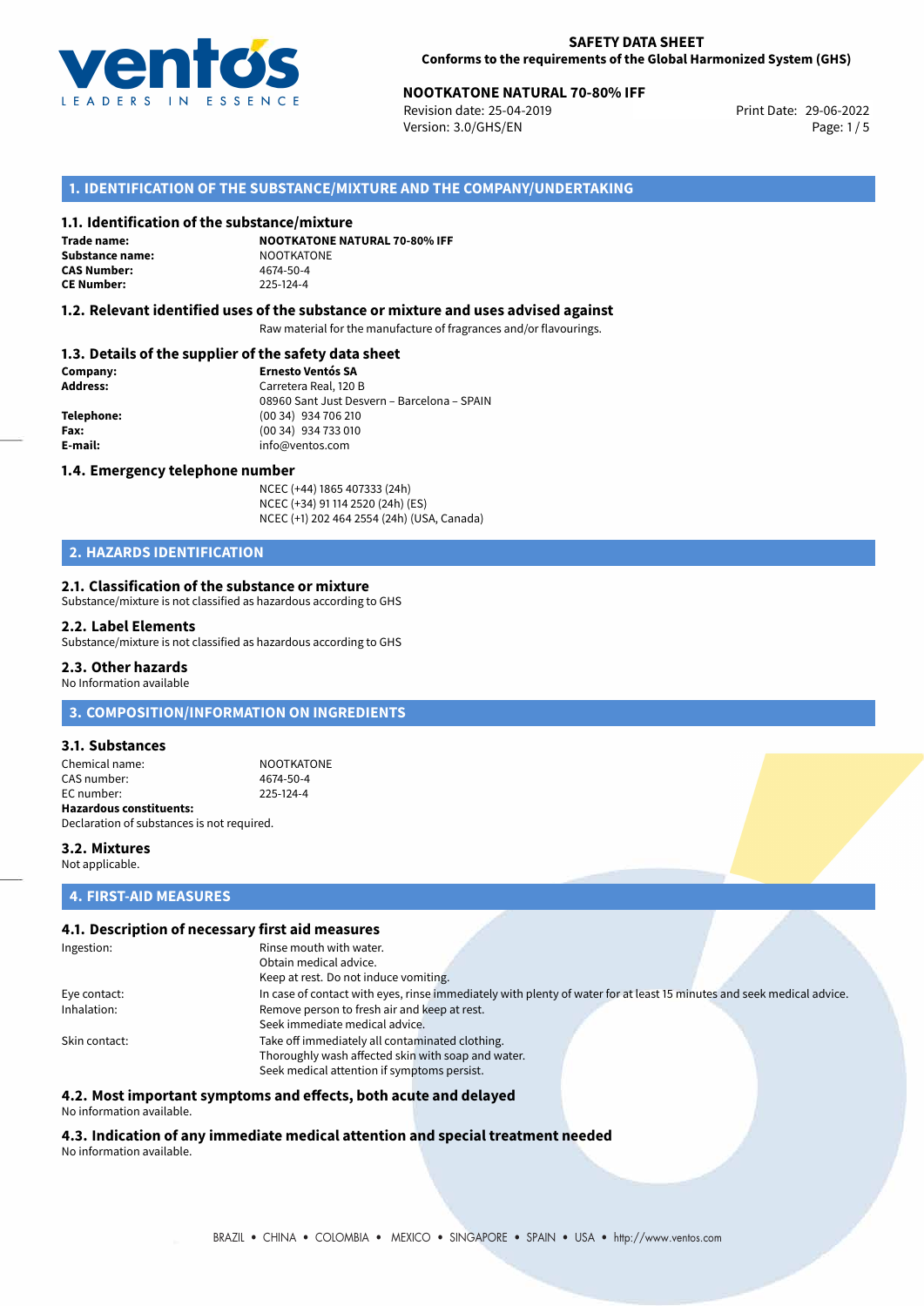**SAFETY DATA SHEET**
**Conforms to the requirements of the Global Harmonized System (GHS)**

**NOOTKATONE NATURAL 70-80% IFF**

Revision date: 25-04-2019
Version: 3.0/GHS/EN
Print Date: 29-06-2022

## 1. IDENTIFICATION OF THE SUBSTANCE/MIXTURE AND THE COMPANY/UNDERTAKING

### 1.1. Identification of the substance/mixture

| | |
|---|---|
| **Trade name:** | **NOOTKATONE NATURAL 70-80% IFF** |
| **Substance name:** | NOOTKATONE |
| **CAS Number:** | 4674-50-4 |
| **CE Number:** | 225-124-4 |

### 1.2. Relevant identified uses of the substance or mixture and uses advised against

Raw material for the manufacture of fragrances and/or flavourings.

### 1.3. Details of the supplier of the safety data sheet

| | |
|---|---|
| **Company:** | **Ernesto Ventós SA** |
| **Address:** | Carretera Real, 120 B<br>08960 Sant Just Desvern – Barcelona – SPAIN |
| **Telephone:** | (00 34) 934 706 210 |
| **Fax:** | (00 34) 934 733 010 |
| **E-mail:** | info@ventos.com |

### 1.4. Emergency telephone number

NCEC (+44) 1865 407333 (24h)
NCEC (+34) 91 114 2520 (24h) (ES)
NCEC (+1) 202 464 2554 (24h) (USA, Canada)

## 2. HAZARDS IDENTIFICATION

### 2.1. Classification of the substance or mixture

Substance/mixture is not classified as hazardous according to GHS

### 2.2. Label Elements

Substance/mixture is not classified as hazardous according to GHS

### 2.3. Other hazards

No Information available

## 3. COMPOSITION/INFORMATION ON INGREDIENTS

### 3.1. Substances

| | |
|---|---|
| Chemical name: | NOOTKATONE |
| CAS number: | 4674-50-4 |
| EC number: | 225-124-4 |

**Hazardous constituents:**
Declaration of substances is not required.

### 3.2. Mixtures

Not applicable.

## 4. FIRST-AID MEASURES

### 4.1. Description of necessary first aid measures

| | |
|---|---|
| Ingestion: | Rinse mouth with water.<br>Obtain medical advice.<br>Keep at rest. Do not induce vomiting. |
| Eye contact: | In case of contact with eyes, rinse immediately with plenty of water for at least 15 minutes and seek medical advice. |
| Inhalation: | Remove person to fresh air and keep at rest.<br>Seek immediate medical advice. |
| Skin contact: | Take off immediately all contaminated clothing.<br>Thoroughly wash affected skin with soap and water.<br>Seek medical attention if symptoms persist. |

### 4.2. Most important symptoms and effects, both acute and delayed

No information available.

### 4.3. Indication of any immediate medical attention and special treatment needed

No information available.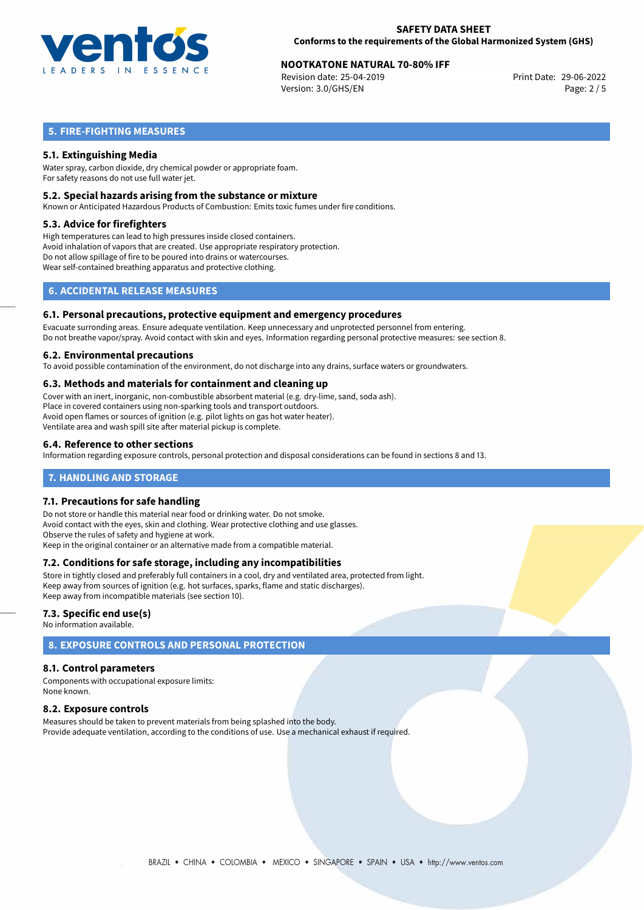## 5. FIRE-FIGHTING MEASURES

### 5.1. Extinguishing Media

Water spray, carbon dioxide, dry chemical powder or appropriate foam.
For safety reasons do not use full water jet.

### 5.2. Special hazards arising from the substance or mixture

Known or Anticipated Hazardous Products of Combustion: Emits toxic fumes under fire conditions.

### 5.3. Advice for firefighters

High temperatures can lead to high pressures inside closed containers.
Avoid inhalation of vapors that are created. Use appropriate respiratory protection.
Do not allow spillage of fire to be poured into drains or watercourses.
Wear self-contained breathing apparatus and protective clothing.

## 6. ACCIDENTAL RELEASE MEASURES

### 6.1. Personal precautions, protective equipment and emergency procedures

Evacuate surronding areas. Ensure adequate ventilation. Keep unnecessary and unprotected personnel from entering.
Do not breathe vapor/spray. Avoid contact with skin and eyes. Information regarding personal protective measures: see section 8.

### 6.2. Environmental precautions

To avoid possible contamination of the environment, do not discharge into any drains, surface waters or groundwaters.

### 6.3. Methods and materials for containment and cleaning up

Cover with an inert, inorganic, non-combustible absorbent material (e.g. dry-lime, sand, soda ash).
Place in covered containers using non-sparking tools and transport outdoors.
Avoid open flames or sources of ignition (e.g. pilot lights on gas hot water heater).
Ventilate area and wash spill site after material pickup is complete.

### 6.4. Reference to other sections

Information regarding exposure controls, personal protection and disposal considerations can be found in sections 8 and 13.

## 7. HANDLING AND STORAGE

### 7.1. Precautions for safe handling

Do not store or handle this material near food or drinking water. Do not smoke.
Avoid contact with the eyes, skin and clothing. Wear protective clothing and use glasses.
Observe the rules of safety and hygiene at work.
Keep in the original container or an alternative made from a compatible material.

### 7.2. Conditions for safe storage, including any incompatibilities

Store in tightly closed and preferably full containers in a cool, dry and ventilated area, protected from light.
Keep away from sources of ignition (e.g. hot surfaces, sparks, flame and static discharges).
Keep away from incompatible materials (see section 10).

### 7.3. Specific end use(s)

No information available.

## 8. EXPOSURE CONTROLS AND PERSONAL PROTECTION

### 8.1. Control parameters

Components with occupational exposure limits:
None known.

### 8.2. Exposure controls

Measures should be taken to prevent materials from being splashed into the body.
Provide adequate ventilation, according to the conditions of use. Use a mechanical exhaust if required.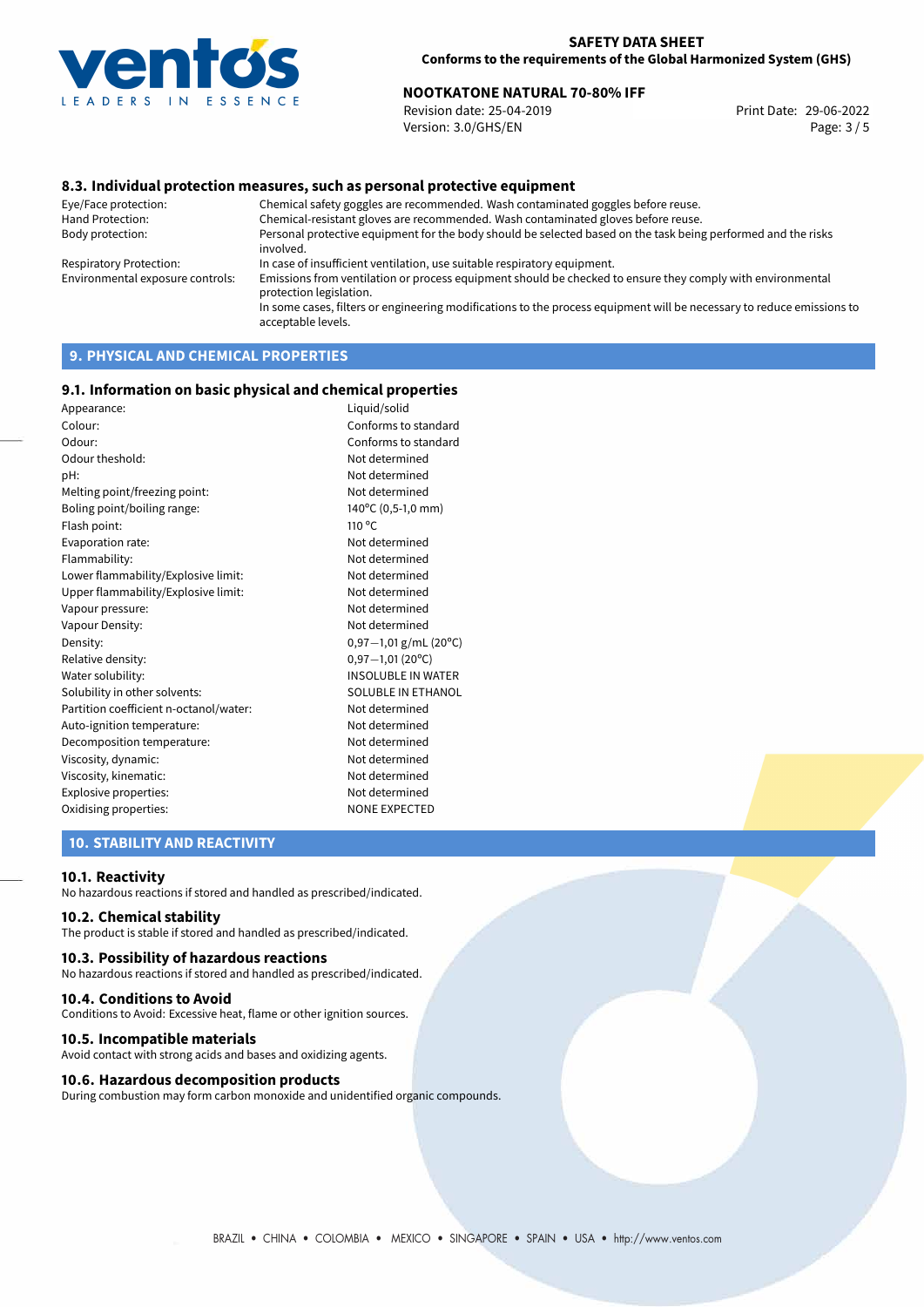## 8.3. Individual protection measures, such as personal protective equipment

| | |
|---|---|
| Eye/Face protection: | Chemical safety goggles are recommended. Wash contaminated goggles before reuse. |
| Hand Protection: | Chemical-resistant gloves are recommended. Wash contaminated gloves before reuse. |
| Body protection: | Personal protective equipment for the body should be selected based on the task being performed and the risks involved. |
| Respiratory Protection: | In case of insufficient ventilation, use suitable respiratory equipment. |
| Environmental exposure controls: | Emissions from ventilation or process equipment should be checked to ensure they comply with environmental protection legislation. In some cases, filters or engineering modifications to the process equipment will be necessary to reduce emissions to acceptable levels. |

# 9. PHYSICAL AND CHEMICAL PROPERTIES

## 9.1. Information on basic physical and chemical properties

| | |
|---|---|
| Appearance: | Liquid/solid |
| Colour: | Conforms to standard |
| Odour: | Conforms to standard |
| Odour theshold: | Not determined |
| pH: | Not determined |
| Melting point/freezing point: | Not determined |
| Boling point/boiling range: | 140°C (0,5-1,0 mm) |
| Flash point: | 110 °C |
| Evaporation rate: | Not determined |
| Flammability: | Not determined |
| Lower flammability/Explosive limit: | Not determined |
| Upper flammability/Explosive limit: | Not determined |
| Vapour pressure: | Not determined |
| Vapour Density: | Not determined |
| Density: | 0,97—1,01 g/mL (20°C) |
| Relative density: | 0,97—1,01 (20°C) |
| Water solubility: | INSOLUBLE IN WATER |
| Solubility in other solvents: | SOLUBLE IN ETHANOL |
| Partition coefficient n-octanol/water: | Not determined |
| Auto-ignition temperature: | Not determined |
| Decomposition temperature: | Not determined |
| Viscosity, dynamic: | Not determined |
| Viscosity, kinematic: | Not determined |
| Explosive properties: | Not determined |
| Oxidising properties: | NONE EXPECTED |

# 10. STABILITY AND REACTIVITY

## 10.1. Reactivity

No hazardous reactions if stored and handled as prescribed/indicated.

## 10.2. Chemical stability

The product is stable if stored and handled as prescribed/indicated.

## 10.3. Possibility of hazardous reactions

No hazardous reactions if stored and handled as prescribed/indicated.

## 10.4. Conditions to Avoid

Conditions to Avoid: Excessive heat, flame or other ignition sources.

## 10.5. Incompatible materials

Avoid contact with strong acids and bases and oxidizing agents.

## 10.6. Hazardous decomposition products

During combustion may form carbon monoxide and unidentified organic compounds.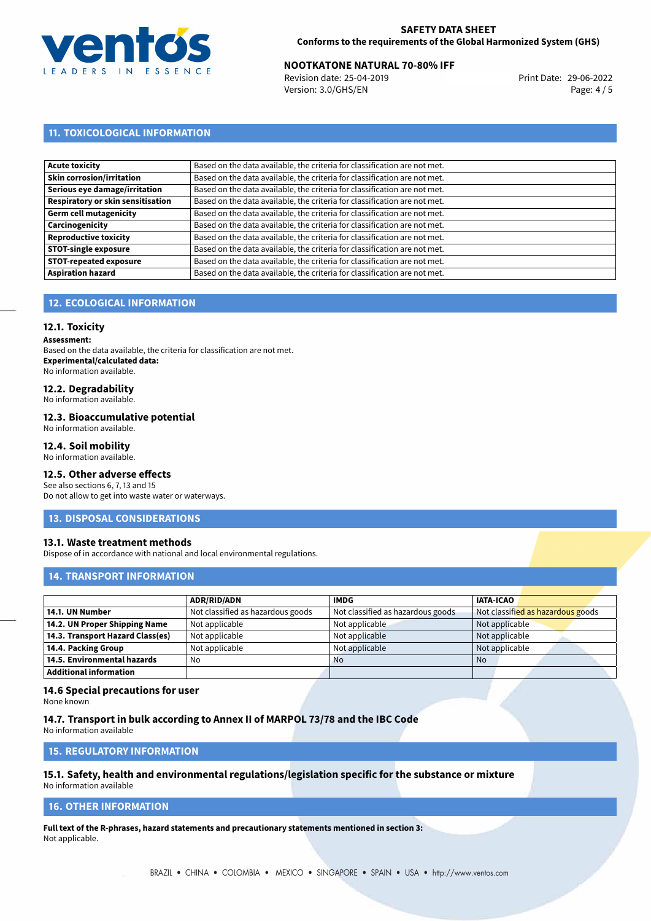## 11. TOXICOLOGICAL INFORMATION

| | |
|---|---|
| **Acute toxicity** | Based on the data available, the criteria for classification are not met. |
| **Skin corrosion/irritation** | Based on the data available, the criteria for classification are not met. |
| **Serious eye damage/irritation** | Based on the data available, the criteria for classification are not met. |
| **Respiratory or skin sensitisation** | Based on the data available, the criteria for classification are not met. |
| **Germ cell mutagenicity** | Based on the data available, the criteria for classification are not met. |
| **Carcinogenicity** | Based on the data available, the criteria for classification are not met. |
| **Reproductive toxicity** | Based on the data available, the criteria for classification are not met. |
| **STOT-single exposure** | Based on the data available, the criteria for classification are not met. |
| **STOT-repeated exposure** | Based on the data available, the criteria for classification are not met. |
| **Aspiration hazard** | Based on the data available, the criteria for classification are not met. |

## 12. ECOLOGICAL INFORMATION

### 12.1. Toxicity

**Assessment:**
Based on the data available, the criteria for classification are not met.
**Experimental/calculated data:**
No information available.

### 12.2. Degradability

No information available.

### 12.3. Bioaccumulative potential

No information available.

### 12.4. Soil mobility

No information available.

### 12.5. Other adverse effects

See also sections 6, 7, 13 and 15
Do not allow to get into waste water or waterways.

## 13. DISPOSAL CONSIDERATIONS

### 13.1. Waste treatment methods

Dispose of in accordance with national and local environmental regulations.

## 14. TRANSPORT INFORMATION

| | ADR/RID/ADN | IMDG | IATA-ICAO |
|---|---|---|---|
| **14.1. UN Number** | Not classified as hazardous goods | Not classified as hazardous goods | Not classified as hazardous goods |
| **14.2. UN Proper Shipping Name** | Not applicable | Not applicable | Not applicable |
| **14.3. Transport Hazard Class(es)** | Not applicable | Not applicable | Not applicable |
| **14.4. Packing Group** | Not applicable | Not applicable | Not applicable |
| **14.5. Environmental hazards** | No | No | No |
| **Additional information** | | | |

### 14.6 Special precautions for user

None known

### 14.7. Transport in bulk according to Annex II of MARPOL 73/78 and the IBC Code

No information available

## 15. REGULATORY INFORMATION

### 15.1. Safety, health and environmental regulations/legislation specific for the substance or mixture

No information available

## 16. OTHER INFORMATION

**Full text of the R-phrases, hazard statements and precautionary statements mentioned in section 3:**
Not applicable.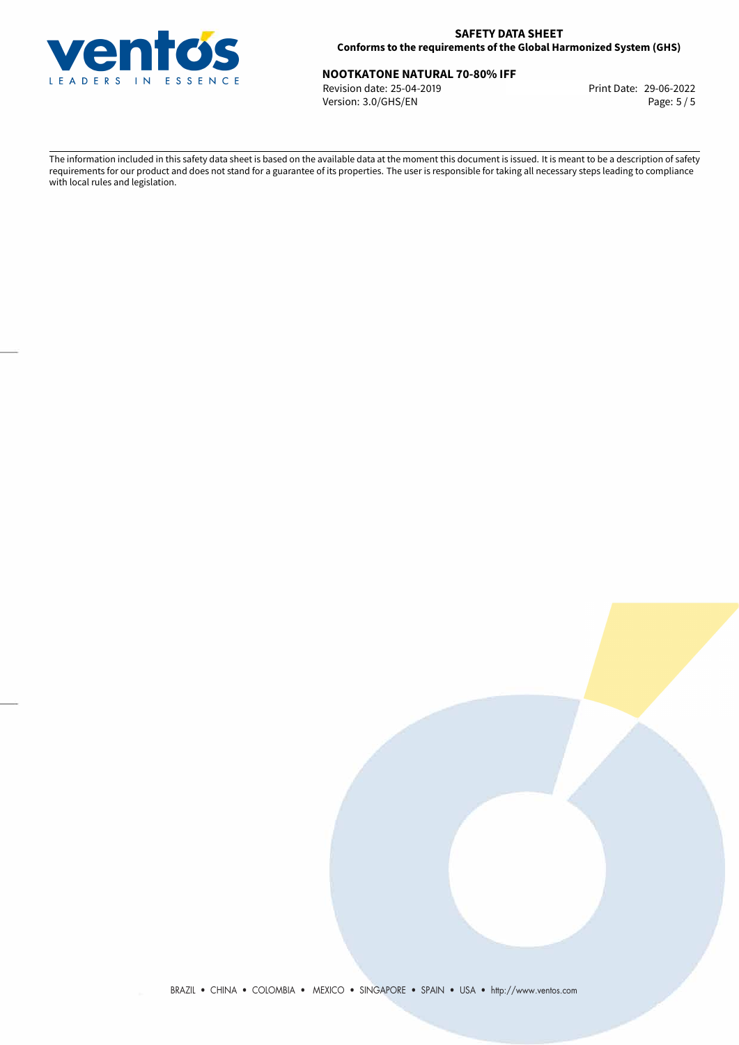The information included in this safety data sheet is based on the available data at the moment this document is issued. It is meant to be a description of safety requirements for our product and does not stand for a guarantee of its properties. The user is responsible for taking all necessary steps leading to compliance with local rules and legislation.